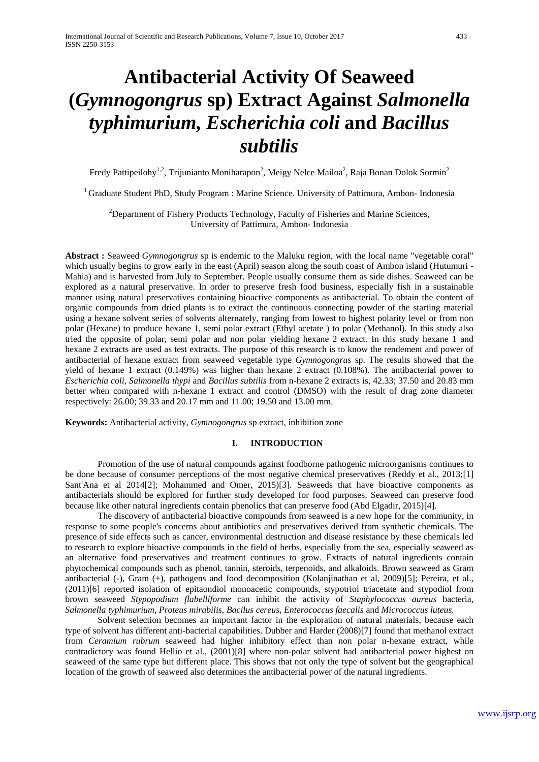# Antibacterial Activity Of Seaweed (*Gymnogongrus* sp) Extract Against *Salmonella typhimurium*, *Escherichia coli* and *Bacillus subtilis*

Fredy Pattipeilohy[1,2], Trijunianto Moniharapon[2], Meigy Nelce Mailoa[2], Raja Bonan Dolok Sormin[2]

[1] Graduate Student PhD, Study Program : Marine Science. University of Pattimura, Ambon- Indonesia

[2]Department of Fishery Products Technology, Faculty of Fisheries and Marine Sciences, University of Pattimura, Ambon- Indonesia

**Abstract :** Seaweed *Gymnogongrus* sp is endemic to the Maluku region, with the local name "vegetable coral" which usually begins to grow early in the east (April) season along the south coast of Ambon island (Hutumuri - Mahia) and is harvested from July to September. People usually consume them as side dishes. Seaweed can be explored as a natural preservative. In order to preserve fresh food business, especially fish in a sustainable manner using natural preservatives containing bioactive components as antibacterial. To obtain the content of organic compounds from dried plants is to extract the continuous connecting powder of the starting material using a hexane solvent series of solvents alternately, ranging from lowest to highest polarity level or from non polar (Hexane) to produce hexane 1, semi polar extract (Ethyl acetate ) to polar (Methanol). In this study also tried the opposite of polar, semi polar and non polar yielding hexane 2 extract. In this study hexane 1 and hexane 2 extracts are used as test extracts. The purpose of this research is to know the rendement and power of antibacterial of hexane extract from seaweed vegetable type *Gymnogongrus* sp. The results showed that the yield of hexane 1 extract (0.149%) was higher than hexane 2 extract (0.108%). The antibacterial power to *Escherichia coli, Salmonella thypi* and *Bacillus subtilis* from n-hexane 2 extracts is, 42.33; 37.50 and 20.83 mm better when compared with n-hexane 1 extract and control (DMSO) with the result of drag zone diameter respectively: 26.00; 39.33 and 20.17 mm and 11.00; 19.50 and 13.00 mm.

**Keywords:** Antibacterial activity, *Gymnogongrus* sp extract, inhibition zone

## I. INTRODUCTION

Promotion of the use of natural compounds against foodborne pathogenic microorganisms continues to be done because of consumer perceptions of the most negative chemical preservatives (Reddy et al., 2013;[1] Sant'Ana et al 2014[2]; Mohammed and Omer, 2015)[3]. Seaweeds that have bioactive components as antibacterials should be explored for further study developed for food purposes. Seaweed can preserve food because like other natural ingredients contain phenolics that can preserve food (Abd Elgadir, 2015)[4].

The discovery of antibacterial bioactive compounds from seaweed is a new hope for the community, in response to some people's concerns about antibiotics and preservatives derived from synthetic chemicals. The presence of side effects such as cancer, environmental destruction and disease resistance by these chemicals led to research to explore bioactive compounds in the field of herbs, especially from the sea, especially seaweed as an alternative food preservatives and treatment continues to grow. Extracts of natural ingredients contain phytochemical compounds such as phenol, tannin, steroids, terpenoids, and alkaloids. Brown seaweed as Gram antibacterial (-), Gram (+), pathogens and food decomposition (Kolanjinathan et al, 2009)[5]; Pereira, et al., (2011)[6] reported isolation of epitaondiol monoacetic compounds, stypotriol triacetate and stypodiol from brown seaweed *Stypopodium flabelliforme* can inhibit the activity of *Staphylococcus aureus* bacteria, *Salmonella typhimurium, Proteus mirabilis, Bacilus cereus, Enterococcus faecalis* and *Micrococcus luteus.*

Solvent selection becomes an important factor in the exploration of natural materials, because each type of solvent has different anti-bacterial capabilities. Dubber and Harder (2008)[7] found that methanol extract from *Ceramium rubrum* seaweed had higher inhibitory effect than non polar n-hexane extract, while contradictory was found Hellio et al., (2001)[8] where non-polar solvent had antibacterial power highest on seaweed of the same type but different place. This shows that not only the type of solvent but the geographical location of the growth of seaweed also determines the antibacterial power of the natural ingredients.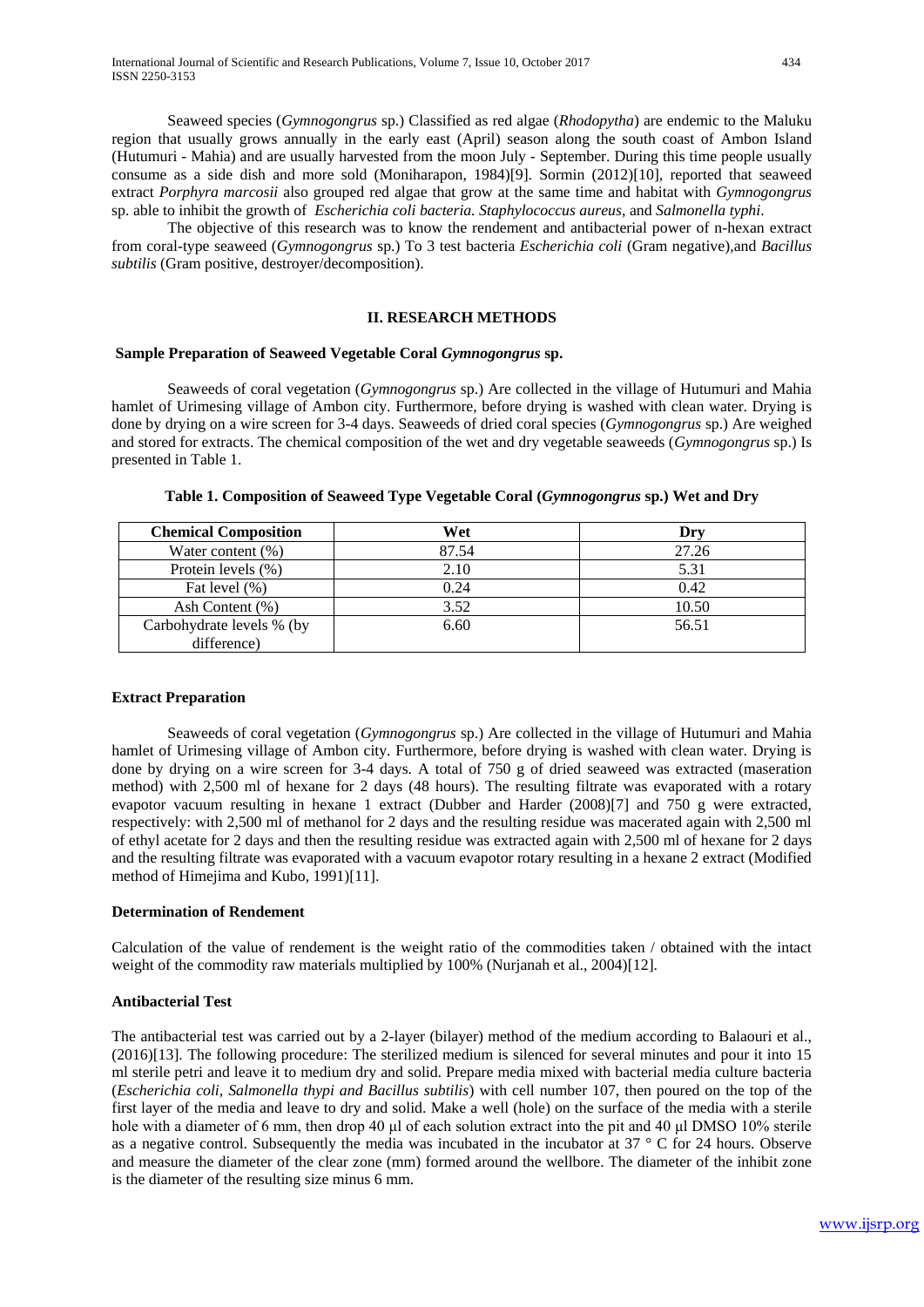Seaweed species (*Gymnogongrus* sp.) Classified as red algae (*Rhodopytha*) are endemic to the Maluku region that usually grows annually in the early east (April) season along the south coast of Ambon Island (Hutumuri - Mahia) and are usually harvested from the moon July - September. During this time people usually consume as a side dish and more sold (Moniharapon, 1984)[9]. Sormin (2012)[10], reported that seaweed extract *Porphyra marcosii* also grouped red algae that grow at the same time and habitat with *Gymnogongrus* sp. able to inhibit the growth of *Escherichia coli bacteria*. *Staphylococcus aureus*, and *Salmonella typhi*.

The objective of this research was to know the rendement and antibacterial power of n-hexan extract from coral-type seaweed (*Gymnogongrus* sp.) To 3 test bacteria *Escherichia coli* (Gram negative),and *Bacillus subtilis* (Gram positive, destroyer/decomposition).

## II. RESEARCH METHODS

### Sample Preparation of Seaweed Vegetable Coral *Gymnogongrus* sp.

Seaweeds of coral vegetation (*Gymnogongrus* sp.) Are collected in the village of Hutumuri and Mahia hamlet of Urimesing village of Ambon city. Furthermore, before drying is washed with clean water. Drying is done by drying on a wire screen for 3-4 days. Seaweeds of dried coral species (*Gymnogongrus* sp.) Are weighed and stored for extracts. The chemical composition of the wet and dry vegetable seaweeds (*Gymnogongrus* sp.) Is presented in Table 1.

**Table 1. Composition of Seaweed Type Vegetable Coral (*Gymnogongrus* sp.) Wet and Dry**

| Chemical Composition | Wet | Dry |
|---|---|---|
| Water content (%) | 87.54 | 27.26 |
| Protein levels (%) | 2.10 | 5.31 |
| Fat level (%) | 0.24 | 0.42 |
| Ash Content (%) | 3.52 | 10.50 |
| Carbohydrate levels % (by difference) | 6.60 | 56.51 |

### Extract Preparation

Seaweeds of coral vegetation (*Gymnogongrus* sp.) Are collected in the village of Hutumuri and Mahia hamlet of Urimesing village of Ambon city. Furthermore, before drying is washed with clean water. Drying is done by drying on a wire screen for 3-4 days. A total of 750 g of dried seaweed was extracted (maseration method) with 2,500 ml of hexane for 2 days (48 hours). The resulting filtrate was evaporated with a rotary evapotor vacuum resulting in hexane 1 extract (Dubber and Harder (2008)[7] and 750 g were extracted, respectively: with 2,500 ml of methanol for 2 days and the resulting residue was macerated again with 2,500 ml of ethyl acetate for 2 days and then the resulting residue was extracted again with 2,500 ml of hexane for 2 days and the resulting filtrate was evaporated with a vacuum evapotor rotary resulting in a hexane 2 extract (Modified method of Himejima and Kubo, 1991)[11].

### Determination of Rendement

Calculation of the value of rendement is the weight ratio of the commodities taken / obtained with the intact weight of the commodity raw materials multiplied by 100% (Nurjanah et al., 2004)[12].

### Antibacterial Test

The antibacterial test was carried out by a 2-layer (bilayer) method of the medium according to Balaouri et al., (2016)[13]. The following procedure: The sterilized medium is silenced for several minutes and pour it into 15 ml sterile petri and leave it to medium dry and solid. Prepare media mixed with bacterial media culture bacteria (*Escherichia coli, Salmonella thypi and Bacillus subtilis*) with cell number 107, then poured on the top of the first layer of the media and leave to dry and solid. Make a well (hole) on the surface of the media with a sterile hole with a diameter of 6 mm, then drop 40 μl of each solution extract into the pit and 40 μl DMSO 10% sterile as a negative control. Subsequently the media was incubated in the incubator at 37 ° C for 24 hours. Observe and measure the diameter of the clear zone (mm) formed around the wellbore. The diameter of the inhibit zone is the diameter of the resulting size minus 6 mm.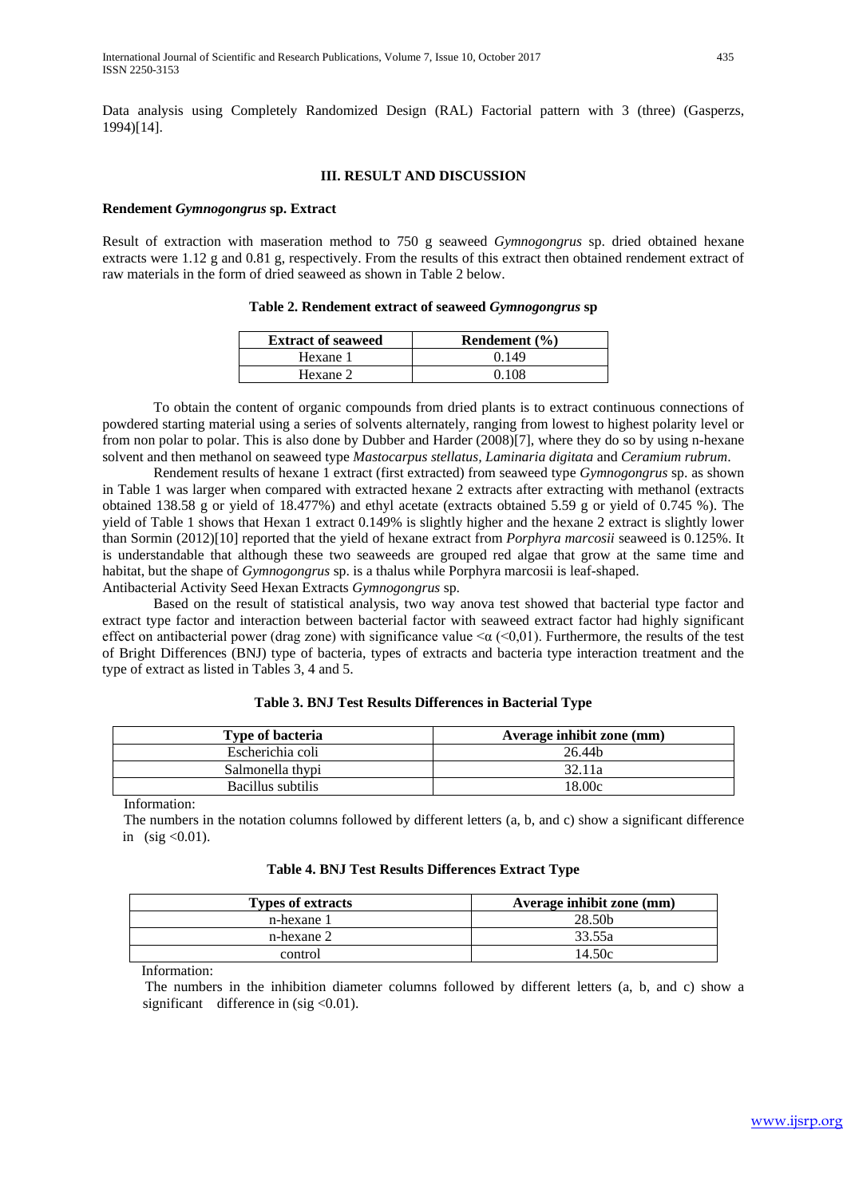Data analysis using Completely Randomized Design (RAL) Factorial pattern with 3 (three) (Gasperzs, 1994)[14].

## III. RESULT AND DISCUSSION

### Rendement *Gymnogongrus* sp. Extract

Result of extraction with maseration method to 750 g seaweed *Gymnogongrus* sp. dried obtained hexane extracts were 1.12 g and 0.81 g, respectively. From the results of this extract then obtained rendement extract of raw materials in the form of dried seaweed as shown in Table 2 below.

**Table 2. Rendement extract of seaweed *Gymnogongrus* sp**

| Extract of seaweed | Rendement (%) |
|---|---|
| Hexane 1 | 0.149 |
| Hexane 2 | 0.108 |

To obtain the content of organic compounds from dried plants is to extract continuous connections of powdered starting material using a series of solvents alternately, ranging from lowest to highest polarity level or from non polar to polar. This is also done by Dubber and Harder (2008)[7], where they do so by using n-hexane solvent and then methanol on seaweed type *Mastocarpus stellatus, Laminaria digitata* and *Ceramium rubrum*.

Rendement results of hexane 1 extract (first extracted) from seaweed type *Gymnogongrus* sp. as shown in Table 1 was larger when compared with extracted hexane 2 extracts after extracting with methanol (extracts obtained 138.58 g or yield of 18.477%) and ethyl acetate (extracts obtained 5.59 g or yield of 0.745 %). The yield of Table 1 shows that Hexan 1 extract 0.149% is slightly higher and the hexane 2 extract is slightly lower than Sormin (2012)[10] reported that the yield of hexane extract from *Porphyra marcosii* seaweed is 0.125%. It is understandable that although these two seaweeds are grouped red algae that grow at the same time and habitat, but the shape of *Gymnogongrus* sp. is a thalus while Porphyra marcosii is leaf-shaped.

Antibacterial Activity Seed Hexan Extracts *Gymnogongrus* sp.

Based on the result of statistical analysis, two way anova test showed that bacterial type factor and extract type factor and interaction between bacterial factor with seaweed extract factor had highly significant effect on antibacterial power (drag zone) with significance value $<\alpha$ ($<0,01$). Furthermore, the results of the test of Bright Differences (BNJ) type of bacteria, types of extracts and bacteria type interaction treatment and the type of extract as listed in Tables 3, 4 and 5.

**Table 3. BNJ Test Results Differences in Bacterial Type**

| Type of bacteria | Average inhibit zone (mm) |
|---|---|
| Escherichia coli | 26.44b |
| Salmonella thypi | 32.11a |
| Bacillus subtilis | 18.00c |

Information:

The numbers in the notation columns followed by different letters (a, b, and c) show a significant difference in (sig <0.01).

**Table 4. BNJ Test Results Differences Extract Type**

| Types of extracts | Average inhibit zone (mm) |
|---|---|
| n-hexane 1 | 28.50b |
| n-hexane 2 | 33.55a |
| control | 14.50c |

Information:

The numbers in the inhibition diameter columns followed by different letters (a, b, and c) show a significant difference in (sig <0.01).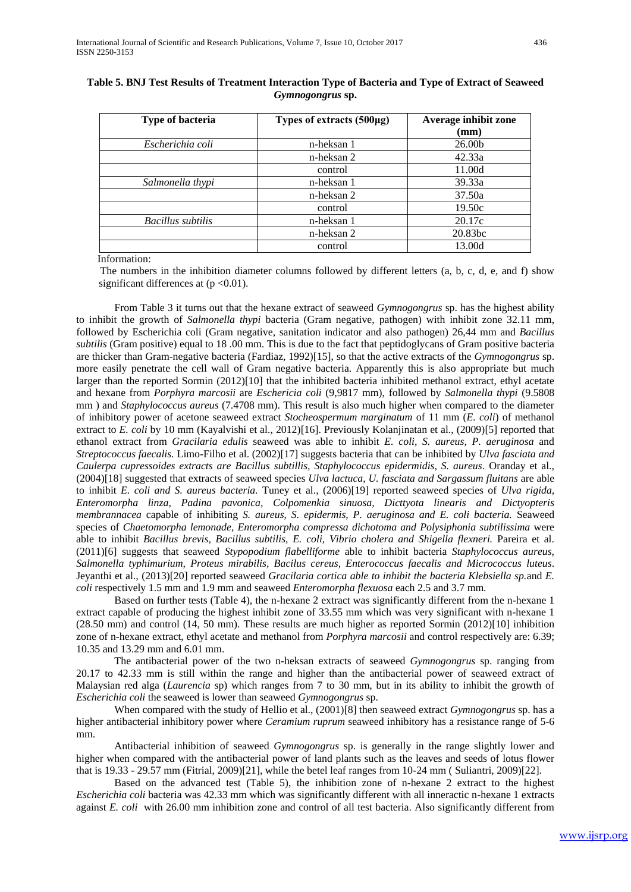**Table 5. BNJ Test Results of Treatment Interaction Type of Bacteria and Type of Extract of Seaweed *Gymnogongrus* sp.**

| Type of bacteria | Types of extracts (500µg) | Average inhibit zone (mm) |
|---|---|---|
| *Escherichia coli* | n-heksan 1 | 26.00b |
| | n-heksan 2 | 42.33a |
| | control | 11.00d |
| *Salmonella thypi* | n-heksan 1 | 39.33a |
| | n-heksan 2 | 37.50a |
| | control | 19.50c |
| *Bacillus subtilis* | n-heksan 1 | 20.17c |
| | n-heksan 2 | 20.83bc |
| | control | 13.00d |

Information:

The numbers in the inhibition diameter columns followed by different letters (a, b, c, d, e, and f) show significant differences at ($p < 0.01$).

From Table 3 it turns out that the hexane extract of seaweed *Gymnogongrus* sp. has the highest ability to inhibit the growth of *Salmonella thypi* bacteria (Gram negative, pathogen) with inhibit zone 32.11 mm, followed by Escherichia coli (Gram negative, sanitation indicator and also pathogen) 26,44 mm and *Bacillus subtilis* (Gram positive) equal to 18 .00 mm. This is due to the fact that peptidoglycans of Gram positive bacteria are thicker than Gram-negative bacteria (Fardiaz, 1992)[15], so that the active extracts of the *Gymnogongrus* sp. more easily penetrate the cell wall of Gram negative bacteria. Apparently this is also appropriate but much larger than the reported Sormin (2012)[10] that the inhibited bacteria inhibited methanol extract, ethyl acetate and hexane from *Porphyra marcosii* are *Eschericia coli* (9,9817 mm), followed by *Salmonella thypi* (9.5808 mm ) and *Staphylococcus aureus* (7.4708 mm). This result is also much higher when compared to the diameter of inhibitory power of acetone seaweed extract *Stocheospermum marginatum* of 11 mm (*E. coli*) of methanol extract to *E. coli* by 10 mm (Kayalvishi et al., 2012)[16]. Previously Kolanjinatan et al., (2009)[5] reported that ethanol extract from *Gracilaria edulis* seaweed was able to inhibit *E. coli, S. aureus, P. aeruginosa* and *Streptococcus faecalis.* Limo-Filho et al. (2002)[17] suggests bacteria that can be inhibited by *Ulva fasciata and Caulerpa cupressoides extracts are Bacillus subtillis, Staphylococcus epidermidis, S. aureus*. Oranday et al., (2004)[18] suggested that extracts of seaweed species *Ulva lactuca, U. fasciata and Sargassum fluitans* are able to inhibit *E. coli and S. aureus bacteria.* Tuney et al., (2006)[19] reported seaweed species of *Ulva rigida, Enteromorpha linza, Padina pavonica, Colpomenkia sinuosa, Dicttyota linearis and Dictyopteris membrannacea* capable of inhibiting *S. aureus, S. epidermis, P. aeruginosa and E. coli bacteria.* Seaweed species of *Chaetomorpha lemonade, Enteromorpha compressa dichotoma and Polysiphonia subtilissima* were able to inhibit *Bacillus brevis, Bacillus subtilis, E. coli, Vibrio cholera and Shigella flexneri.* Pareira et al. (2011)[6] suggests that seaweed *Stypopodium flabelliforme* able to inhibit bacteria *Staphylococcus aureus, Salmonella typhimurium, Proteus mirabilis, Bacilus cereus, Enterococcus faecalis and Micrococcus luteus*. Jeyanthi et al., (2013)[20] reported seaweed *Gracilaria cortica able to inhibit the bacteria Klebsiella sp.*and *E. coli* respectively 1.5 mm and 1.9 mm and seaweed *Enteromorpha flexuosa* each 2.5 and 3.7 mm.

Based on further tests (Table 4), the n-hexane 2 extract was significantly different from the n-hexane 1 extract capable of producing the highest inhibit zone of 33.55 mm which was very significant with n-hexane 1 (28.50 mm) and control (14, 50 mm). These results are much higher as reported Sormin (2012)[10] inhibition zone of n-hexane extract, ethyl acetate and methanol from *Porphyra marcosii* and control respectively are: 6.39; 10.35 and 13.29 mm and 6.01 mm.

The antibacterial power of the two n-heksan extracts of seaweed *Gymnogongrus* sp. ranging from 20.17 to 42.33 mm is still within the range and higher than the antibacterial power of seaweed extract of Malaysian red alga (*Laurencia* sp) which ranges from 7 to 30 mm, but in its ability to inhibit the growth of *Escherichia coli* the seaweed is lower than seaweed *Gymnogongrus* sp.

When compared with the study of Hellio et al., (2001)[8] then seaweed extract *Gymnogongrus* sp. has a higher antibacterial inhibitory power where *Ceramium ruprum* seaweed inhibitory has a resistance range of 5-6 mm.

Antibacterial inhibition of seaweed *Gymnogongrus* sp. is generally in the range slightly lower and higher when compared with the antibacterial power of land plants such as the leaves and seeds of lotus flower that is 19.33 - 29.57 mm (Fitrial, 2009)[21], while the betel leaf ranges from 10-24 mm ( Suliantri, 2009)[22].

Based on the advanced test (Table 5), the inhibition zone of n-hexane 2 extract to the highest *Escherichia coli* bacteria was 42.33 mm which was significantly different with all inneractic n-hexane 1 extracts against *E. coli* with 26.00 mm inhibition zone and control of all test bacteria. Also significantly different from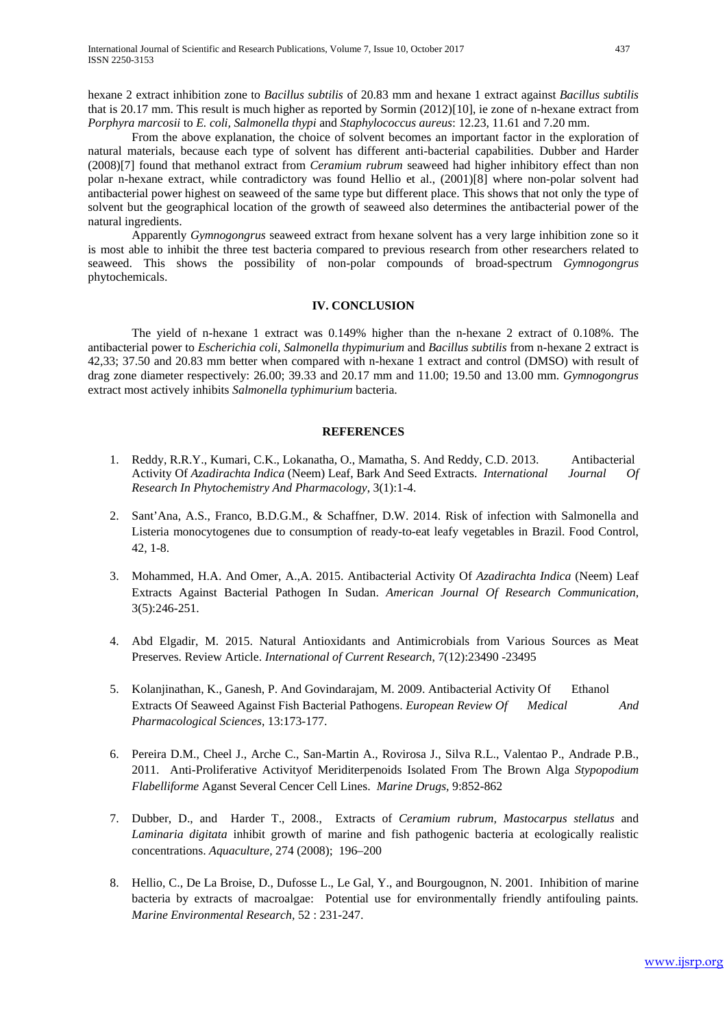hexane 2 extract inhibition zone to *Bacillus subtilis* of 20.83 mm and hexane 1 extract against *Bacillus subtilis* that is 20.17 mm. This result is much higher as reported by Sormin (2012)[10], ie zone of n-hexane extract from *Porphyra marcosii* to *E. coli, Salmonella thypi* and *Staphylococcus aureus*: 12.23, 11.61 and 7.20 mm.

From the above explanation, the choice of solvent becomes an important factor in the exploration of natural materials, because each type of solvent has different anti-bacterial capabilities. Dubber and Harder (2008)[7] found that methanol extract from *Ceramium rubrum* seaweed had higher inhibitory effect than non polar n-hexane extract, while contradictory was found Hellio et al., (2001)[8] where non-polar solvent had antibacterial power highest on seaweed of the same type but different place. This shows that not only the type of solvent but the geographical location of the growth of seaweed also determines the antibacterial power of the natural ingredients.

Apparently *Gymnogongrus* seaweed extract from hexane solvent has a very large inhibition zone so it is most able to inhibit the three test bacteria compared to previous research from other researchers related to seaweed. This shows the possibility of non-polar compounds of broad-spectrum *Gymnogongrus* phytochemicals.

## IV. CONCLUSION

The yield of n-hexane 1 extract was 0.149% higher than the n-hexane 2 extract of 0.108%. The antibacterial power to *Escherichia coli, Salmonella thypimurium* and *Bacillus subtilis* from n-hexane 2 extract is 42,33; 37.50 and 20.83 mm better when compared with n-hexane 1 extract and control (DMSO) with result of drag zone diameter respectively: 26.00; 39.33 and 20.17 mm and 11.00; 19.50 and 13.00 mm. *Gymnogongrus* extract most actively inhibits *Salmonella typhimurium* bacteria.

## REFERENCES

1. Reddy, R.R.Y., Kumari, C.K., Lokanatha, O., Mamatha, S. And Reddy, C.D. 2013. Antibacterial Activity Of *Azadirachta Indica* (Neem) Leaf, Bark And Seed Extracts. *International Journal Of Research In Phytochemistry And Pharmacology*, 3(1):1-4.
2. Sant'Ana, A.S., Franco, B.D.G.M., & Schaffner, D.W. 2014. Risk of infection with Salmonella and Listeria monocytogenes due to consumption of ready-to-eat leafy vegetables in Brazil. Food Control, 42, 1-8.
3. Mohammed, H.A. And Omer, A.,A. 2015. Antibacterial Activity Of *Azadirachta Indica* (Neem) Leaf Extracts Against Bacterial Pathogen In Sudan. *American Journal Of Research Communication*, 3(5):246-251.
4. Abd Elgadir, M. 2015. Natural Antioxidants and Antimicrobials from Various Sources as Meat Preserves. Review Article. *International of Current Research*, 7(12):23490 -23495
5. Kolanjinathan, K., Ganesh, P. And Govindarajam, M. 2009. Antibacterial Activity Of Ethanol Extracts Of Seaweed Against Fish Bacterial Pathogens. *European Review Of Medical And Pharmacological Sciences*, 13:173-177.
6. Pereira D.M., Cheel J., Arche C., San-Martin A., Rovirosa J., Silva R.L., Valentao P., Andrade P.B., 2011. Anti-Proliferative Activityof Meriditerpenoids Isolated From The Brown Alga *Stypopodium Flabelliforme* Aganst Several Cencer Cell Lines. *Marine Drugs*, 9:852-862
7. Dubber, D., and Harder T., 2008., Extracts of *Ceramium rubrum, Mastocarpus stellatus* and *Laminaria digitata* inhibit growth of marine and fish pathogenic bacteria at ecologically realistic concentrations. *Aquaculture*, 274 (2008); 196–200
8. Hellio, C., De La Broise, D., Dufosse L., Le Gal, Y., and Bourgougnon, N. 2001. Inhibition of marine bacteria by extracts of macroalgae: Potential use for environmentally friendly antifouling paints. *Marine Environmental Research*, 52 : 231-247.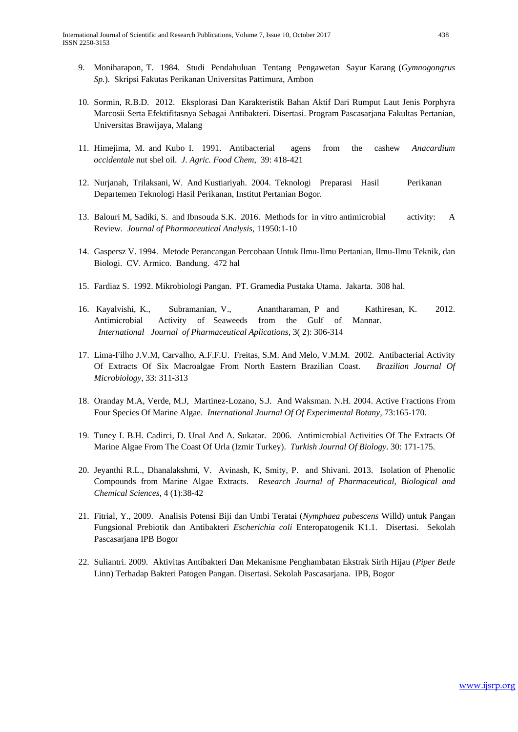9. Moniharapon, T. 1984. Studi Pendahuluan Tentang Pengawetan Sayur Karang (*Gymnogongrus Sp.*). Skripsi Fakutas Perikanan Universitas Pattimura, Ambon

10. Sormin, R.B.D. 2012. Eksplorasi Dan Karakteristik Bahan Aktif Dari Rumput Laut Jenis Porphyra Marcosii Serta Efektifitasnya Sebagai Antibakteri. Disertasi. Program Pascasarjana Fakultas Pertanian, Universitas Brawijaya, Malang

11. Himejima, M. and Kubo I. 1991. Antibacterial agens from the cashew *Anacardium occidentale* nut shel oil. *J. Agric. Food Chem,* 39: 418-421

12. Nurjanah, Trilaksani, W. And Kustiariyah. 2004. Teknologi Preparasi Hasil Perikanan Departemen Teknologi Hasil Perikanan, Institut Pertanian Bogor.

13. Balouri M, Sadiki, S. and Ibnsouda S.K. 2016. Methods for in vitro antimicrobial activity: A Review. *Journal of Pharmaceutical Analysis*, 11950:1-10

14. Gaspersz V. 1994. Metode Perancangan Percobaan Untuk Ilmu-Ilmu Pertanian, Ilmu-Ilmu Teknik, dan Biologi. CV. Armico. Bandung. 472 hal

15. Fardiaz S. 1992. Mikrobiologi Pangan. PT. Gramedia Pustaka Utama. Jakarta. 308 hal.

16. Kayalvishi, K., Subramanian, V., Anantharaman, P and Kathiresan, K. 2012. Antimicrobial Activity of Seaweeds from the Gulf of Mannar. *International Journal of Pharmaceutical Aplications*, 3( 2): 306-314

17. Lima-Filho J.V.M, Carvalho, A.F.F.U. Freitas, S.M. And Melo, V.M.M. 2002. Antibacterial Activity Of Extracts Of Six Macroalgae From North Eastern Brazilian Coast. *Brazilian Journal Of Microbiology*, 33: 311-313

18. Oranday M.A, Verde, M.J, Martinez-Lozano, S.J. And Waksman. N.H. 2004. Active Fractions From Four Species Of Marine Algae. *International Journal Of Of Experimental Botany,* 73:165-170.

19. Tuney I. B.H. Cadirci, D. Unal And A. Sukatar. 2006. Antimicrobial Activities Of The Extracts Of Marine Algae From The Coast Of Urla (Izmir Turkey). *Turkish Journal Of Biology*. 30: 171-175.

20. Jeyanthi R.L., Dhanalakshmi, V. Avinash, K, Smity, P. and Shivani. 2013. Isolation of Phenolic Compounds from Marine Algae Extracts. *Research Journal of Pharmaceutical, Biological and Chemical Sciences*, 4 (1):38-42

21. Fitrial, Y., 2009. Analisis Potensi Biji dan Umbi Teratai (*Nymphaea pubescens* Willd) untuk Pangan Fungsional Prebiotik dan Antibakteri *Escherichia coli* Enteropatogenik K1.1. Disertasi. Sekolah Pascasarjana IPB Bogor

22. Suliantri. 2009. Aktivitas Antibakteri Dan Mekanisme Penghambatan Ekstrak Sirih Hijau (*Piper Betle* Linn) Terhadap Bakteri Patogen Pangan. Disertasi. Sekolah Pascasarjana. IPB, Bogor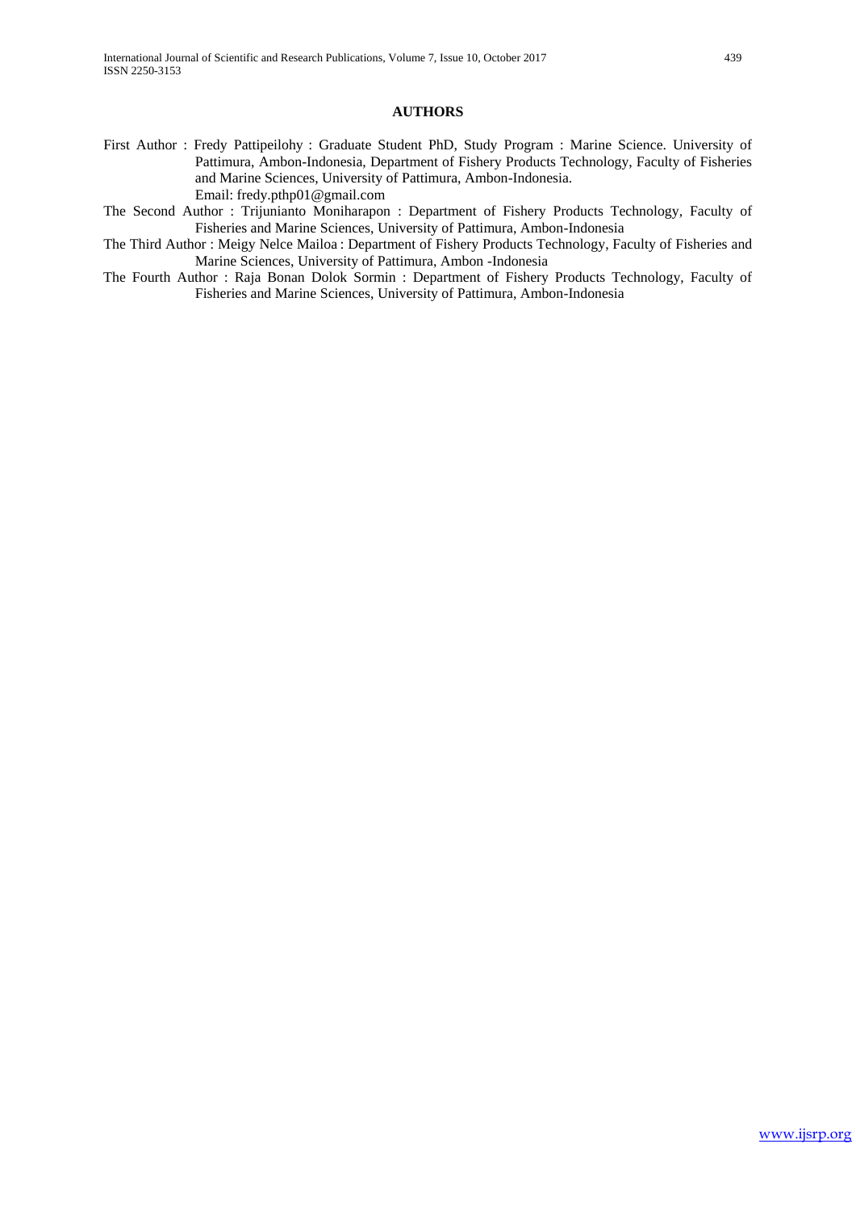## AUTHORS

First Author : Fredy Pattipeilohy : Graduate Student PhD, Study Program : Marine Science. University of Pattimura, Ambon-Indonesia, Department of Fishery Products Technology, Faculty of Fisheries and Marine Sciences, University of Pattimura, Ambon-Indonesia.
Email: fredy.pthp01@gmail.com

The Second Author : Trijunianto Moniharapon : Department of Fishery Products Technology, Faculty of Fisheries and Marine Sciences, University of Pattimura, Ambon-Indonesia

The Third Author : Meigy Nelce Mailoa : Department of Fishery Products Technology, Faculty of Fisheries and Marine Sciences, University of Pattimura, Ambon -Indonesia

The Fourth Author : Raja Bonan Dolok Sormin : Department of Fishery Products Technology, Faculty of Fisheries and Marine Sciences, University of Pattimura, Ambon-Indonesia